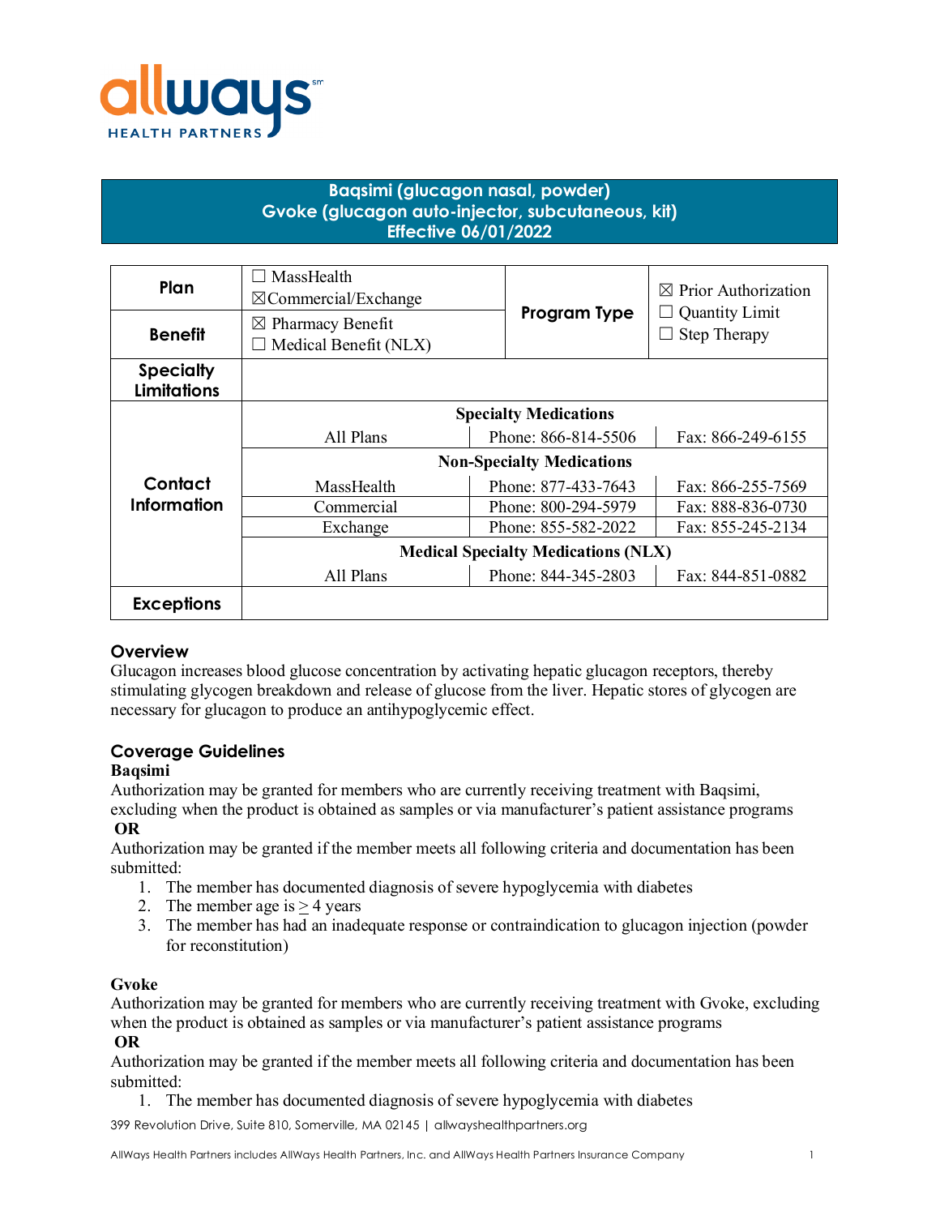allways HEALTH PARTNERS

# Baqsimi (glucagon nasal, powder)
# Gvoke (glucagon auto-injector, subcutaneous, kit)
# Effective 06/01/2022

| **Plan** | ☐ MassHealth<br>☒Commercial/Exchange | **Program Type** | ☒ Prior Authorization<br>☐ Quantity Limit<br>☐ Step Therapy |
|---|---|---|---|
| **Benefit** | ☒ Pharmacy Benefit<br>☐ Medical Benefit (NLX) | | |
| **Specialty Limitations** | | | |
| **Contact Information** | **Specialty Medications** | | |
| | All Plans | Phone: 866-814-5506 | Fax: 866-249-6155 |
| | **Non-Specialty Medications** | | |
| | MassHealth | Phone: 877-433-7643 | Fax: 866-255-7569 |
| | Commercial | Phone: 800-294-5979 | Fax: 888-836-0730 |
| | Exchange | Phone: 855-582-2022 | Fax: 855-245-2134 |
| | **Medical Specialty Medications (NLX)** | | |
| | All Plans | Phone: 844-345-2803 | Fax: 844-851-0882 |
| **Exceptions** | | | |

## Overview

Glucagon increases blood glucose concentration by activating hepatic glucagon receptors, thereby stimulating glycogen breakdown and release of glucose from the liver. Hepatic stores of glycogen are necessary for glucagon to produce an antihypoglycemic effect.

## Coverage Guidelines

### Baqsimi

Authorization may be granted for members who are currently receiving treatment with Baqsimi, excluding when the product is obtained as samples or via manufacturer's patient assistance programs

**OR**

Authorization may be granted if the member meets all following criteria and documentation has been submitted:

1. The member has documented diagnosis of severe hypoglycemia with diabetes
2. The member age is $\geq$ 4 years
3. The member has had an inadequate response or contraindication to glucagon injection (powder for reconstitution)

### Gvoke

Authorization may be granted for members who are currently receiving treatment with Gvoke, excluding when the product is obtained as samples or via manufacturer's patient assistance programs

**OR**

Authorization may be granted if the member meets all following criteria and documentation has been submitted:

1. The member has documented diagnosis of severe hypoglycemia with diabetes

399 Revolution Drive, Suite 810, Somerville, MA 02145 | allwayshealthpartners.org

AllWays Health Partners includes AllWays Health Partners, Inc. and AllWays Health Partners Insurance Company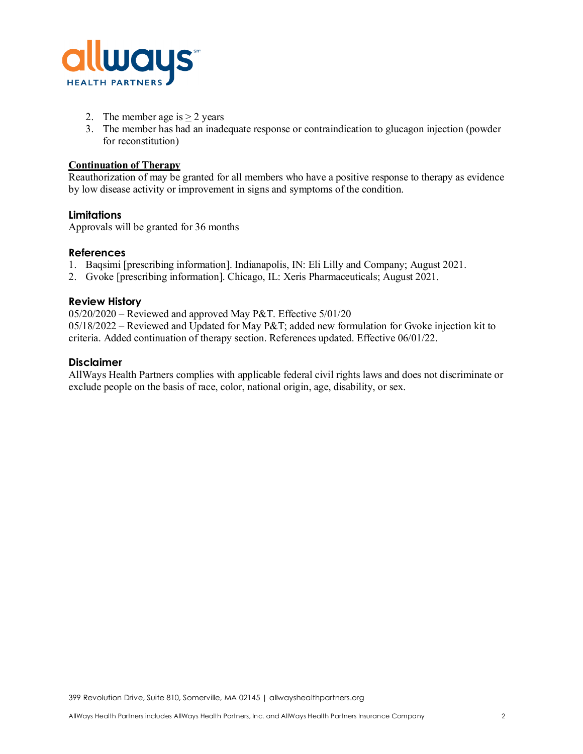2. The member age is ≥ 2 years
3. The member has had an inadequate response or contraindication to glucagon injection (powder for reconstitution)

**Continuation of Therapy**

Reauthorization of may be granted for all members who have a positive response to therapy as evidence by low disease activity or improvement in signs and symptoms of the condition.

## Limitations

Approvals will be granted for 36 months

## References

1. Baqsimi [prescribing information]. Indianapolis, IN: Eli Lilly and Company; August 2021.
2. Gvoke [prescribing information]. Chicago, IL: Xeris Pharmaceuticals; August 2021.

## Review History

05/20/2020 – Reviewed and approved May P&T. Effective 5/01/20
05/18/2022 – Reviewed and Updated for May P&T; added new formulation for Gvoke injection kit to criteria. Added continuation of therapy section. References updated. Effective 06/01/22.

## Disclaimer

AllWays Health Partners complies with applicable federal civil rights laws and does not discriminate or exclude people on the basis of race, color, national origin, age, disability, or sex.